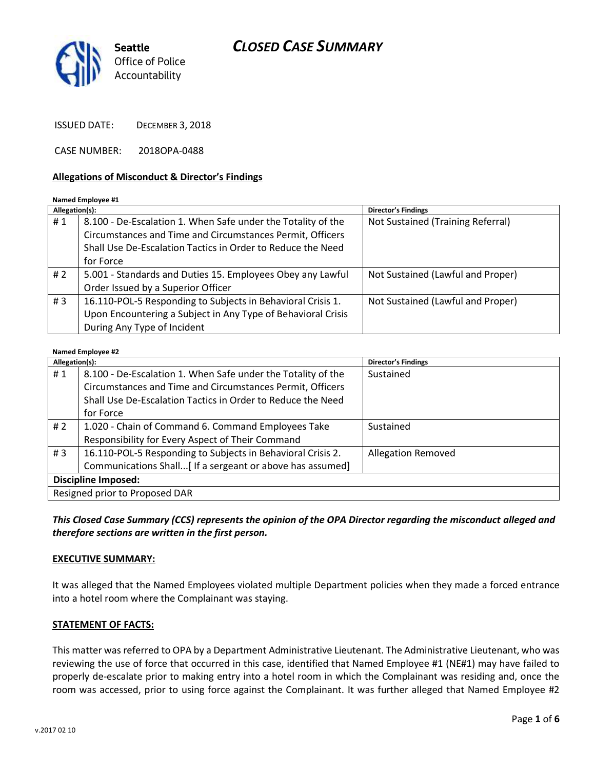# CLOSED CASE SUMMARY

Seattle Office of Police Accountability

ISSUED DATE: DECEMBER 3, 2018

CASE NUMBER: 2018OPA-0488

## Allegations of Misconduct & Director's Findings

**Named Employee #1**

| Allegation(s): | | Director's Findings |
|---|---|---|
| # 1 | 8.100 - De-Escalation 1. When Safe under the Totality of the Circumstances and Time and Circumstances Permit, Officers Shall Use De-Escalation Tactics in Order to Reduce the Need for Force | Not Sustained (Training Referral) |
| # 2 | 5.001 - Standards and Duties 15. Employees Obey any Lawful Order Issued by a Superior Officer | Not Sustained (Lawful and Proper) |
| # 3 | 16.110-POL-5 Responding to Subjects in Behavioral Crisis 1. Upon Encountering a Subject in Any Type of Behavioral Crisis During Any Type of Incident | Not Sustained (Lawful and Proper) |

**Named Employee #2**

| Allegation(s): | | Director's Findings |
|---|---|---|
| # 1 | 8.100 - De-Escalation 1. When Safe under the Totality of the Circumstances and Time and Circumstances Permit, Officers Shall Use De-Escalation Tactics in Order to Reduce the Need for Force | Sustained |
| # 2 | 1.020 - Chain of Command 6. Command Employees Take Responsibility for Every Aspect of Their Command | Sustained |
| # 3 | 16.110-POL-5 Responding to Subjects in Behavioral Crisis 2. Communications Shall...[ If a sergeant or above has assumed] | Allegation Removed |
| **Discipline Imposed:** | | |
| Resigned prior to Proposed DAR | | |

***This Closed Case Summary (CCS) represents the opinion of the OPA Director regarding the misconduct alleged and therefore sections are written in the first person.***

## EXECUTIVE SUMMARY:

It was alleged that the Named Employees violated multiple Department policies when they made a forced entrance into a hotel room where the Complainant was staying.

## STATEMENT OF FACTS:

This matter was referred to OPA by a Department Administrative Lieutenant. The Administrative Lieutenant, who was reviewing the use of force that occurred in this case, identified that Named Employee #1 (NE#1) may have failed to properly de-escalate prior to making entry into a hotel room in which the Complainant was residing and, once the room was accessed, prior to using force against the Complainant. It was further alleged that Named Employee #2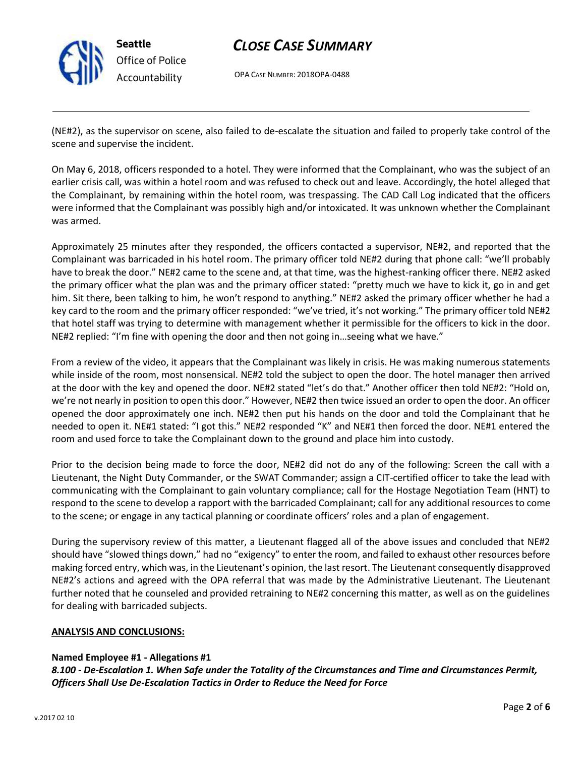(NE#2), as the supervisor on scene, also failed to de-escalate the situation and failed to properly take control of the scene and supervise the incident.

On May 6, 2018, officers responded to a hotel. They were informed that the Complainant, who was the subject of an earlier crisis call, was within a hotel room and was refused to check out and leave. Accordingly, the hotel alleged that the Complainant, by remaining within the hotel room, was trespassing. The CAD Call Log indicated that the officers were informed that the Complainant was possibly high and/or intoxicated. It was unknown whether the Complainant was armed.

Approximately 25 minutes after they responded, the officers contacted a supervisor, NE#2, and reported that the Complainant was barricaded in his hotel room. The primary officer told NE#2 during that phone call: "we'll probably have to break the door." NE#2 came to the scene and, at that time, was the highest-ranking officer there. NE#2 asked the primary officer what the plan was and the primary officer stated: "pretty much we have to kick it, go in and get him. Sit there, been talking to him, he won't respond to anything." NE#2 asked the primary officer whether he had a key card to the room and the primary officer responded: "we've tried, it's not working." The primary officer told NE#2 that hotel staff was trying to determine with management whether it permissible for the officers to kick in the door. NE#2 replied: "I'm fine with opening the door and then not going in…seeing what we have."

From a review of the video, it appears that the Complainant was likely in crisis. He was making numerous statements while inside of the room, most nonsensical. NE#2 told the subject to open the door. The hotel manager then arrived at the door with the key and opened the door. NE#2 stated "let's do that." Another officer then told NE#2: "Hold on, we're not nearly in position to open this door." However, NE#2 then twice issued an order to open the door. An officer opened the door approximately one inch. NE#2 then put his hands on the door and told the Complainant that he needed to open it. NE#1 stated: "I got this." NE#2 responded "K" and NE#1 then forced the door. NE#1 entered the room and used force to take the Complainant down to the ground and place him into custody.

Prior to the decision being made to force the door, NE#2 did not do any of the following: Screen the call with a Lieutenant, the Night Duty Commander, or the SWAT Commander; assign a CIT-certified officer to take the lead with communicating with the Complainant to gain voluntary compliance; call for the Hostage Negotiation Team (HNT) to respond to the scene to develop a rapport with the barricaded Complainant; call for any additional resources to come to the scene; or engage in any tactical planning or coordinate officers' roles and a plan of engagement.

During the supervisory review of this matter, a Lieutenant flagged all of the above issues and concluded that NE#2 should have "slowed things down," had no "exigency" to enter the room, and failed to exhaust other resources before making forced entry, which was, in the Lieutenant's opinion, the last resort. The Lieutenant consequently disapproved NE#2's actions and agreed with the OPA referral that was made by the Administrative Lieutenant. The Lieutenant further noted that he counseled and provided retraining to NE#2 concerning this matter, as well as on the guidelines for dealing with barricaded subjects.

**ANALYSIS AND CONCLUSIONS:**

**Named Employee #1 - Allegations #1**
***8.100 - De-Escalation 1. When Safe under the Totality of the Circumstances and Time and Circumstances Permit, Officers Shall Use De-Escalation Tactics in Order to Reduce the Need for Force***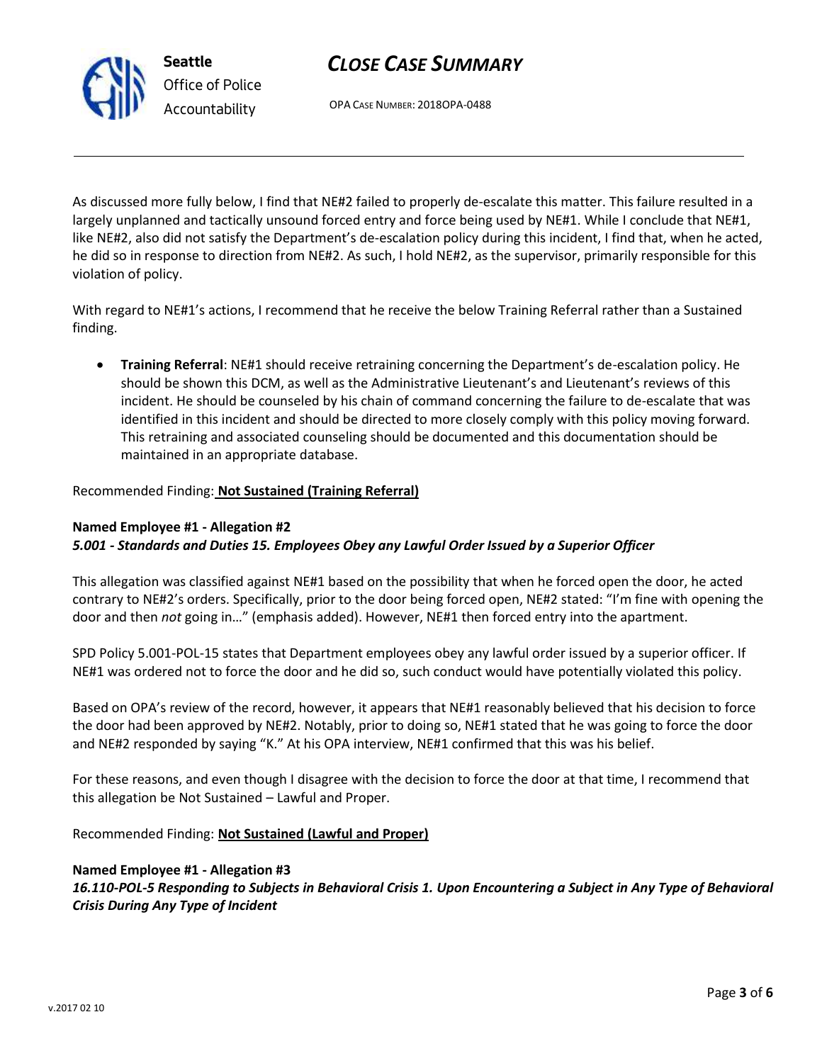As discussed more fully below, I find that NE#2 failed to properly de-escalate this matter. This failure resulted in a largely unplanned and tactically unsound forced entry and force being used by NE#1. While I conclude that NE#1, like NE#2, also did not satisfy the Department's de-escalation policy during this incident, I find that, when he acted, he did so in response to direction from NE#2. As such, I hold NE#2, as the supervisor, primarily responsible for this violation of policy.

With regard to NE#1's actions, I recommend that he receive the below Training Referral rather than a Sustained finding.

- **Training Referral**: NE#1 should receive retraining concerning the Department's de-escalation policy. He should be shown this DCM, as well as the Administrative Lieutenant's and Lieutenant's reviews of this incident. He should be counseled by his chain of command concerning the failure to de-escalate that was identified in this incident and should be directed to more closely comply with this policy moving forward. This retraining and associated counseling should be documented and this documentation should be maintained in an appropriate database.

Recommended Finding: **Not Sustained (Training Referral)**

**Named Employee #1 - Allegation #2**
***5.001 - Standards and Duties 15. Employees Obey any Lawful Order Issued by a Superior Officer***

This allegation was classified against NE#1 based on the possibility that when he forced open the door, he acted contrary to NE#2's orders. Specifically, prior to the door being forced open, NE#2 stated: "I'm fine with opening the door and then *not* going in…" (emphasis added). However, NE#1 then forced entry into the apartment.

SPD Policy 5.001-POL-15 states that Department employees obey any lawful order issued by a superior officer. If NE#1 was ordered not to force the door and he did so, such conduct would have potentially violated this policy.

Based on OPA's review of the record, however, it appears that NE#1 reasonably believed that his decision to force the door had been approved by NE#2. Notably, prior to doing so, NE#1 stated that he was going to force the door and NE#2 responded by saying "K." At his OPA interview, NE#1 confirmed that this was his belief.

For these reasons, and even though I disagree with the decision to force the door at that time, I recommend that this allegation be Not Sustained – Lawful and Proper.

Recommended Finding: **Not Sustained (Lawful and Proper)**

**Named Employee #1 - Allegation #3**
***16.110-POL-5 Responding to Subjects in Behavioral Crisis 1. Upon Encountering a Subject in Any Type of Behavioral Crisis During Any Type of Incident***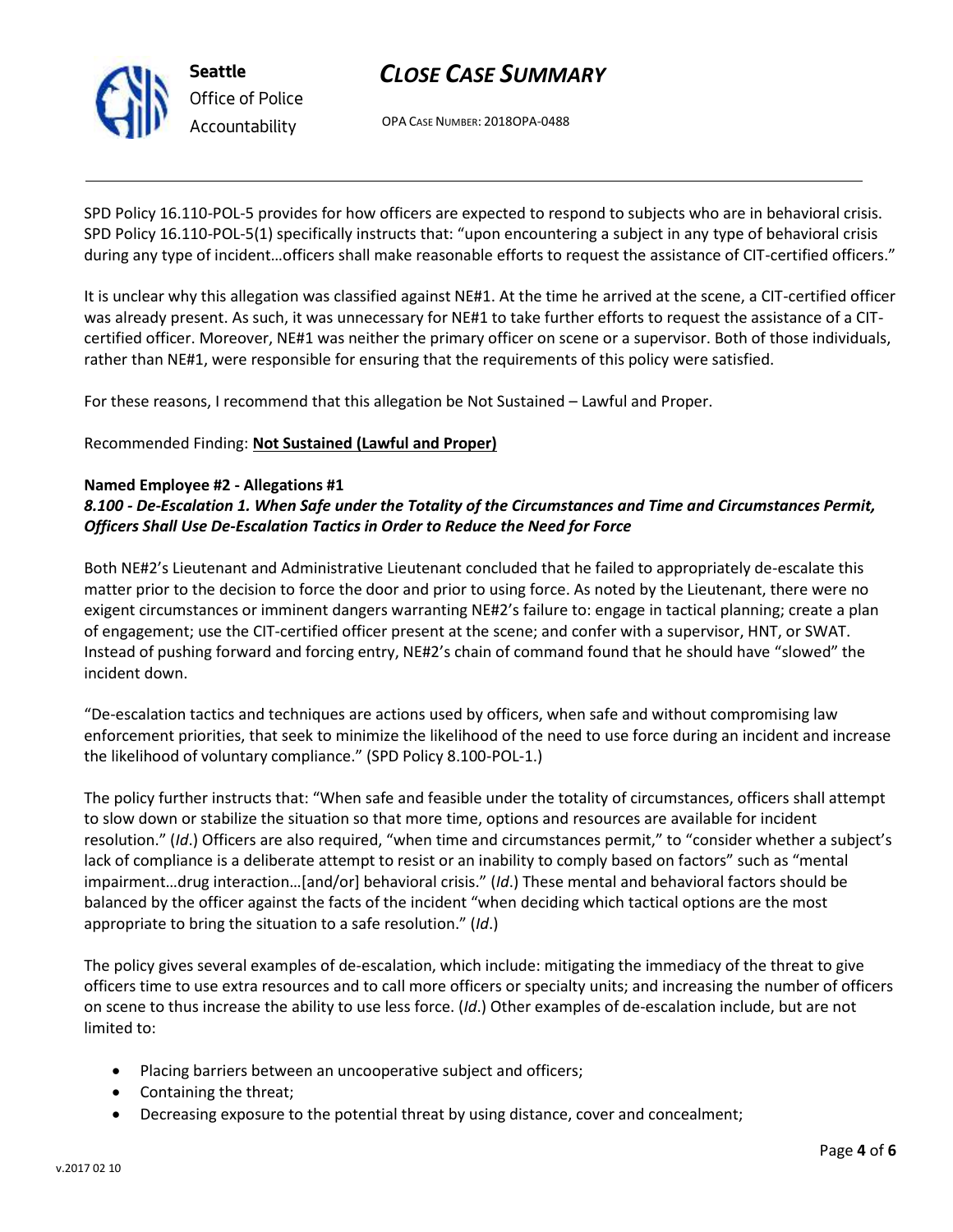SPD Policy 16.110-POL-5 provides for how officers are expected to respond to subjects who are in behavioral crisis. SPD Policy 16.110-POL-5(1) specifically instructs that: "upon encountering a subject in any type of behavioral crisis during any type of incident…officers shall make reasonable efforts to request the assistance of CIT-certified officers."

It is unclear why this allegation was classified against NE#1. At the time he arrived at the scene, a CIT-certified officer was already present. As such, it was unnecessary for NE#1 to take further efforts to request the assistance of a CIT-certified officer. Moreover, NE#1 was neither the primary officer on scene or a supervisor. Both of those individuals, rather than NE#1, were responsible for ensuring that the requirements of this policy were satisfied.

For these reasons, I recommend that this allegation be Not Sustained – Lawful and Proper.

Recommended Finding: **Not Sustained (Lawful and Proper)**

**Named Employee #2 - Allegations #1**
***8.100 - De-Escalation 1. When Safe under the Totality of the Circumstances and Time and Circumstances Permit, Officers Shall Use De-Escalation Tactics in Order to Reduce the Need for Force***

Both NE#2's Lieutenant and Administrative Lieutenant concluded that he failed to appropriately de-escalate this matter prior to the decision to force the door and prior to using force. As noted by the Lieutenant, there were no exigent circumstances or imminent dangers warranting NE#2's failure to: engage in tactical planning; create a plan of engagement; use the CIT-certified officer present at the scene; and confer with a supervisor, HNT, or SWAT. Instead of pushing forward and forcing entry, NE#2's chain of command found that he should have "slowed" the incident down.

"De-escalation tactics and techniques are actions used by officers, when safe and without compromising law enforcement priorities, that seek to minimize the likelihood of the need to use force during an incident and increase the likelihood of voluntary compliance." (SPD Policy 8.100-POL-1.)

The policy further instructs that: "When safe and feasible under the totality of circumstances, officers shall attempt to slow down or stabilize the situation so that more time, options and resources are available for incident resolution." (*Id*.) Officers are also required, "when time and circumstances permit," to "consider whether a subject's lack of compliance is a deliberate attempt to resist or an inability to comply based on factors" such as "mental impairment…drug interaction…[and/or] behavioral crisis." (*Id*.) These mental and behavioral factors should be balanced by the officer against the facts of the incident "when deciding which tactical options are the most appropriate to bring the situation to a safe resolution." (*Id*.)

The policy gives several examples of de-escalation, which include: mitigating the immediacy of the threat to give officers time to use extra resources and to call more officers or specialty units; and increasing the number of officers on scene to thus increase the ability to use less force. (*Id*.) Other examples of de-escalation include, but are not limited to:

- Placing barriers between an uncooperative subject and officers;
- Containing the threat;
- Decreasing exposure to the potential threat by using distance, cover and concealment;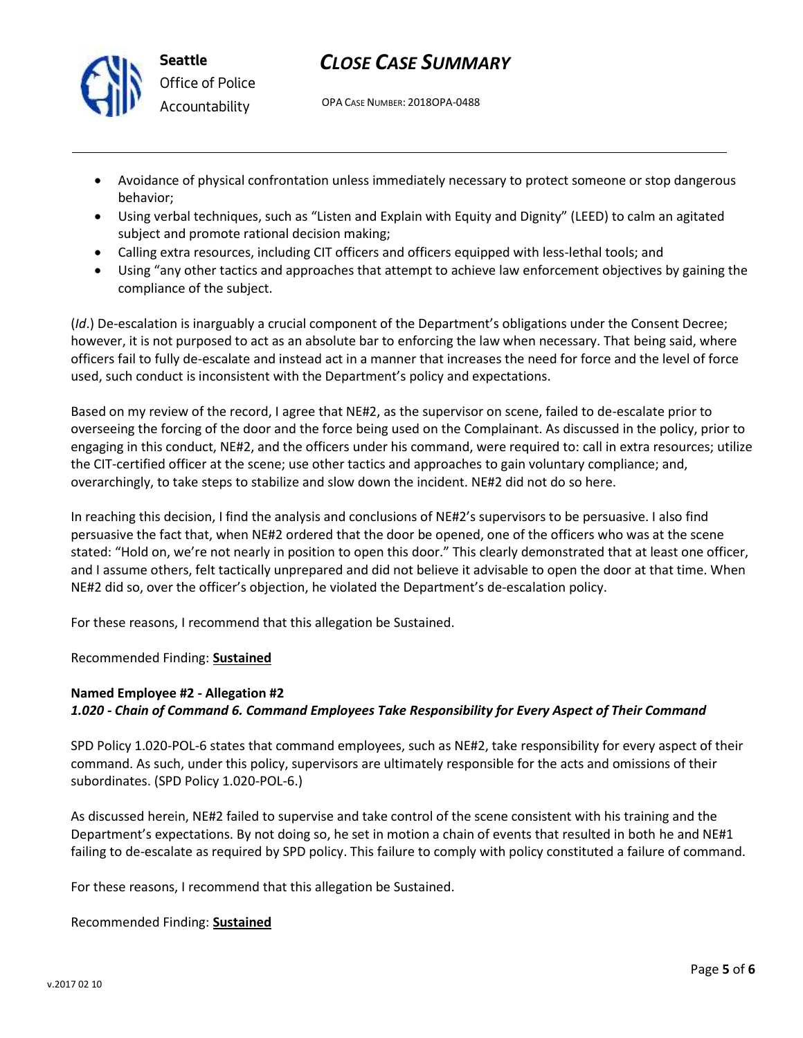- Avoidance of physical confrontation unless immediately necessary to protect someone or stop dangerous behavior;
- Using verbal techniques, such as "Listen and Explain with Equity and Dignity" (LEED) to calm an agitated subject and promote rational decision making;
- Calling extra resources, including CIT officers and officers equipped with less-lethal tools; and
- Using "any other tactics and approaches that attempt to achieve law enforcement objectives by gaining the compliance of the subject.

(*Id*.) De-escalation is inarguably a crucial component of the Department's obligations under the Consent Decree; however, it is not purposed to act as an absolute bar to enforcing the law when necessary. That being said, where officers fail to fully de-escalate and instead act in a manner that increases the need for force and the level of force used, such conduct is inconsistent with the Department's policy and expectations.

Based on my review of the record, I agree that NE#2, as the supervisor on scene, failed to de-escalate prior to overseeing the forcing of the door and the force being used on the Complainant. As discussed in the policy, prior to engaging in this conduct, NE#2, and the officers under his command, were required to: call in extra resources; utilize the CIT-certified officer at the scene; use other tactics and approaches to gain voluntary compliance; and, overarchingly, to take steps to stabilize and slow down the incident. NE#2 did not do so here.

In reaching this decision, I find the analysis and conclusions of NE#2's supervisors to be persuasive. I also find persuasive the fact that, when NE#2 ordered that the door be opened, one of the officers who was at the scene stated: "Hold on, we're not nearly in position to open this door." This clearly demonstrated that at least one officer, and I assume others, felt tactically unprepared and did not believe it advisable to open the door at that time. When NE#2 did so, over the officer's objection, he violated the Department's de-escalation policy.

For these reasons, I recommend that this allegation be Sustained.

Recommended Finding: **Sustained**

**Named Employee #2 - Allegation #2**
***1.020 - Chain of Command 6. Command Employees Take Responsibility for Every Aspect of Their Command***

SPD Policy 1.020-POL-6 states that command employees, such as NE#2, take responsibility for every aspect of their command. As such, under this policy, supervisors are ultimately responsible for the acts and omissions of their subordinates. (SPD Policy 1.020-POL-6.)

As discussed herein, NE#2 failed to supervise and take control of the scene consistent with his training and the Department's expectations. By not doing so, he set in motion a chain of events that resulted in both he and NE#1 failing to de-escalate as required by SPD policy. This failure to comply with policy constituted a failure of command.

For these reasons, I recommend that this allegation be Sustained.

Recommended Finding: **Sustained**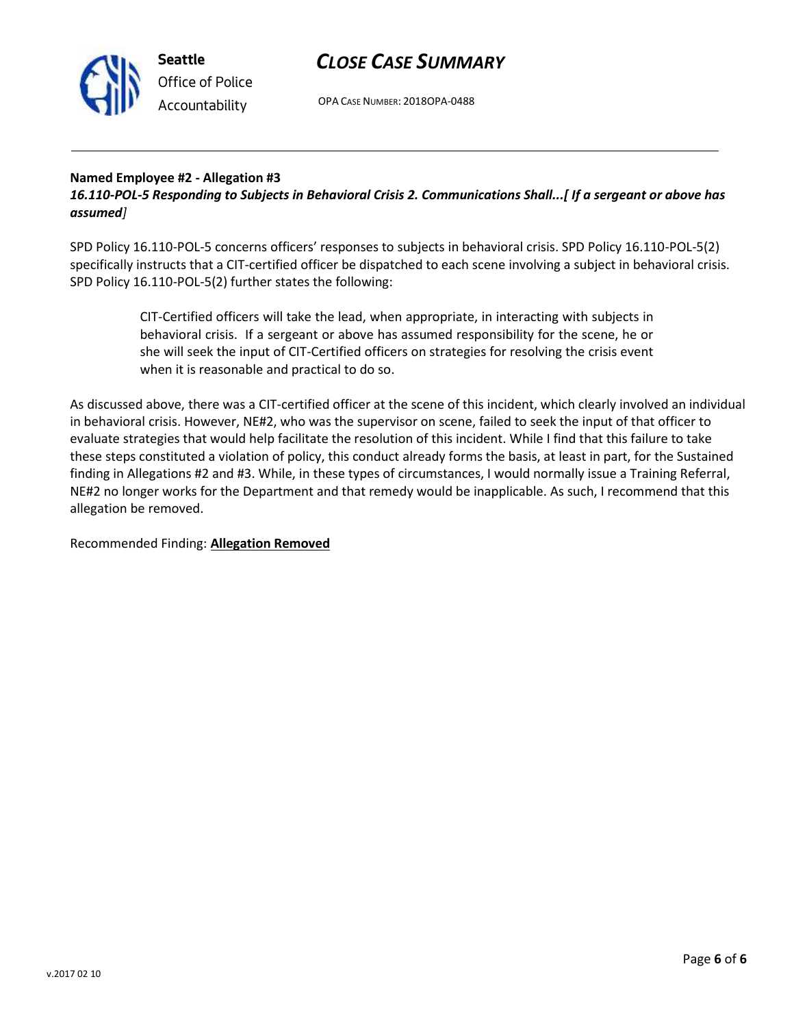**Named Employee #2 - Allegation #3**
***16.110-POL-5 Responding to Subjects in Behavioral Crisis 2. Communications Shall...[ If a sergeant or above has assumed]***

SPD Policy 16.110-POL-5 concerns officers' responses to subjects in behavioral crisis. SPD Policy 16.110-POL-5(2) specifically instructs that a CIT-certified officer be dispatched to each scene involving a subject in behavioral crisis. SPD Policy 16.110-POL-5(2) further states the following:

> CIT-Certified officers will take the lead, when appropriate, in interacting with subjects in behavioral crisis. If a sergeant or above has assumed responsibility for the scene, he or she will seek the input of CIT-Certified officers on strategies for resolving the crisis event when it is reasonable and practical to do so.

As discussed above, there was a CIT-certified officer at the scene of this incident, which clearly involved an individual in behavioral crisis. However, NE#2, who was the supervisor on scene, failed to seek the input of that officer to evaluate strategies that would help facilitate the resolution of this incident. While I find that this failure to take these steps constituted a violation of policy, this conduct already forms the basis, at least in part, for the Sustained finding in Allegations #2 and #3. While, in these types of circumstances, I would normally issue a Training Referral, NE#2 no longer works for the Department and that remedy would be inapplicable. As such, I recommend that this allegation be removed.

Recommended Finding: **Allegation Removed**